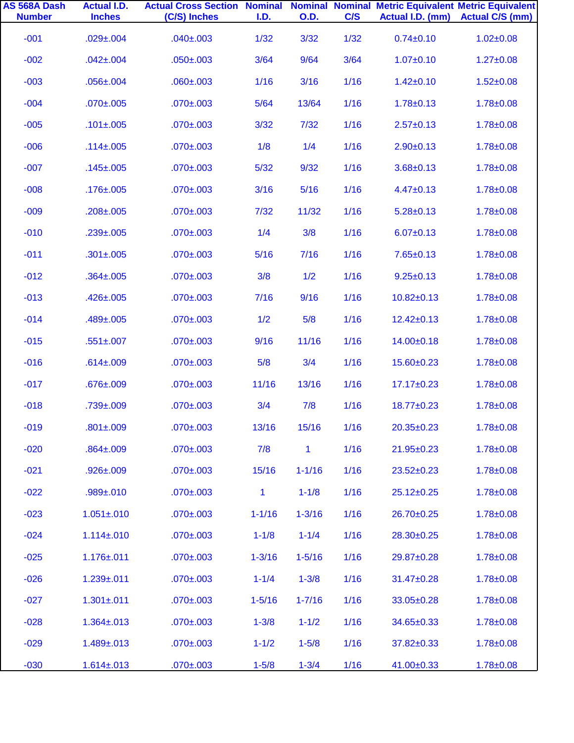| AS 568A Dash Number | Actual I.D. Inches | Actual Cross Section (C/S) Inches | Nominal I.D. | Nominal O.D. | Nominal C/S | Metric Equivalent Actual I.D. (mm) | Metric Equivalent Actual C/S (mm) |
|---|---|---|---|---|---|---|---|
| -001 | .029±.004 | .040±.003 | 1/32 | 3/32 | 1/32 | 0.74±0.10 | 1.02±0.08 |
| -002 | .042±.004 | .050±.003 | 3/64 | 9/64 | 3/64 | 1.07±0.10 | 1.27±0.08 |
| -003 | .056±.004 | .060±.003 | 1/16 | 3/16 | 1/16 | 1.42±0.10 | 1.52±0.08 |
| -004 | .070±.005 | .070±.003 | 5/64 | 13/64 | 1/16 | 1.78±0.13 | 1.78±0.08 |
| -005 | .101±.005 | .070±.003 | 3/32 | 7/32 | 1/16 | 2.57±0.13 | 1.78±0.08 |
| -006 | .114±.005 | .070±.003 | 1/8 | 1/4 | 1/16 | 2.90±0.13 | 1.78±0.08 |
| -007 | .145±.005 | .070±.003 | 5/32 | 9/32 | 1/16 | 3.68±0.13 | 1.78±0.08 |
| -008 | .176±.005 | .070±.003 | 3/16 | 5/16 | 1/16 | 4.47±0.13 | 1.78±0.08 |
| -009 | .208±.005 | .070±.003 | 7/32 | 11/32 | 1/16 | 5.28±0.13 | 1.78±0.08 |
| -010 | .239±.005 | .070±.003 | 1/4 | 3/8 | 1/16 | 6.07±0.13 | 1.78±0.08 |
| -011 | .301±.005 | .070±.003 | 5/16 | 7/16 | 1/16 | 7.65±0.13 | 1.78±0.08 |
| -012 | .364±.005 | .070±.003 | 3/8 | 1/2 | 1/16 | 9.25±0.13 | 1.78±0.08 |
| -013 | .426±.005 | .070±.003 | 7/16 | 9/16 | 1/16 | 10.82±0.13 | 1.78±0.08 |
| -014 | .489±.005 | .070±.003 | 1/2 | 5/8 | 1/16 | 12.42±0.13 | 1.78±0.08 |
| -015 | .551±.007 | .070±.003 | 9/16 | 11/16 | 1/16 | 14.00±0.18 | 1.78±0.08 |
| -016 | .614±.009 | .070±.003 | 5/8 | 3/4 | 1/16 | 15.60±0.23 | 1.78±0.08 |
| -017 | .676±.009 | .070±.003 | 11/16 | 13/16 | 1/16 | 17.17±0.23 | 1.78±0.08 |
| -018 | .739±.009 | .070±.003 | 3/4 | 7/8 | 1/16 | 18.77±0.23 | 1.78±0.08 |
| -019 | .801±.009 | .070±.003 | 13/16 | 15/16 | 1/16 | 20.35±0.23 | 1.78±0.08 |
| -020 | .864±.009 | .070±.003 | 7/8 | 1 | 1/16 | 21.95±0.23 | 1.78±0.08 |
| -021 | .926±.009 | .070±.003 | 15/16 | 1-1/16 | 1/16 | 23.52±0.23 | 1.78±0.08 |
| -022 | .989±.010 | .070±.003 | 1 | 1-1/8 | 1/16 | 25.12±0.25 | 1.78±0.08 |
| -023 | 1.051±.010 | .070±.003 | 1-1/16 | 1-3/16 | 1/16 | 26.70±0.25 | 1.78±0.08 |
| -024 | 1.114±.010 | .070±.003 | 1-1/8 | 1-1/4 | 1/16 | 28.30±0.25 | 1.78±0.08 |
| -025 | 1.176±.011 | .070±.003 | 1-3/16 | 1-5/16 | 1/16 | 29.87±0.28 | 1.78±0.08 |
| -026 | 1.239±.011 | .070±.003 | 1-1/4 | 1-3/8 | 1/16 | 31.47±0.28 | 1.78±0.08 |
| -027 | 1.301±.011 | .070±.003 | 1-5/16 | 1-7/16 | 1/16 | 33.05±0.28 | 1.78±0.08 |
| -028 | 1.364±.013 | .070±.003 | 1-3/8 | 1-1/2 | 1/16 | 34.65±0.33 | 1.78±0.08 |
| -029 | 1.489±.013 | .070±.003 | 1-1/2 | 1-5/8 | 1/16 | 37.82±0.33 | 1.78±0.08 |
| -030 | 1.614±.013 | .070±.003 | 1-5/8 | 1-3/4 | 1/16 | 41.00±0.33 | 1.78±0.08 |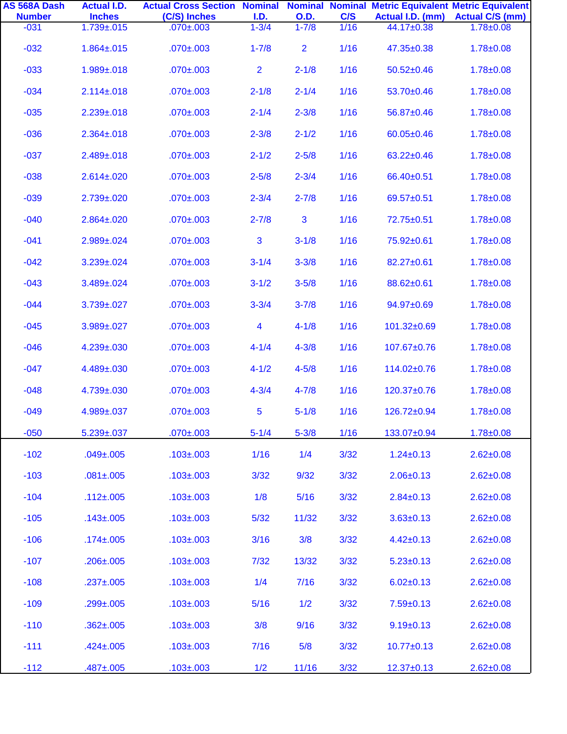| AS 568A Dash Number | Actual I.D. Inches | Actual Cross Section (C/S) Inches | Nominal I.D. | Nominal O.D. | Nominal C/S | Metric Equivalent Actual I.D. (mm) | Metric Equivalent Actual C/S (mm) |
|---|---|---|---|---|---|---|---|
| -031 | 1.739±.015 | .070±.003 | 1-3/4 | 1-7/8 | 1/16 | 44.17±0.38 | 1.78±0.08 |
| -032 | 1.864±.015 | .070±.003 | 1-7/8 | 2 | 1/16 | 47.35±0.38 | 1.78±0.08 |
| -033 | 1.989±.018 | .070±.003 | 2 | 2-1/8 | 1/16 | 50.52±0.46 | 1.78±0.08 |
| -034 | 2.114±.018 | .070±.003 | 2-1/8 | 2-1/4 | 1/16 | 53.70±0.46 | 1.78±0.08 |
| -035 | 2.239±.018 | .070±.003 | 2-1/4 | 2-3/8 | 1/16 | 56.87±0.46 | 1.78±0.08 |
| -036 | 2.364±.018 | .070±.003 | 2-3/8 | 2-1/2 | 1/16 | 60.05±0.46 | 1.78±0.08 |
| -037 | 2.489±.018 | .070±.003 | 2-1/2 | 2-5/8 | 1/16 | 63.22±0.46 | 1.78±0.08 |
| -038 | 2.614±.020 | .070±.003 | 2-5/8 | 2-3/4 | 1/16 | 66.40±0.51 | 1.78±0.08 |
| -039 | 2.739±.020 | .070±.003 | 2-3/4 | 2-7/8 | 1/16 | 69.57±0.51 | 1.78±0.08 |
| -040 | 2.864±.020 | .070±.003 | 2-7/8 | 3 | 1/16 | 72.75±0.51 | 1.78±0.08 |
| -041 | 2.989±.024 | .070±.003 | 3 | 3-1/8 | 1/16 | 75.92±0.61 | 1.78±0.08 |
| -042 | 3.239±.024 | .070±.003 | 3-1/4 | 3-3/8 | 1/16 | 82.27±0.61 | 1.78±0.08 |
| -043 | 3.489±.024 | .070±.003 | 3-1/2 | 3-5/8 | 1/16 | 88.62±0.61 | 1.78±0.08 |
| -044 | 3.739±.027 | .070±.003 | 3-3/4 | 3-7/8 | 1/16 | 94.97±0.69 | 1.78±0.08 |
| -045 | 3.989±.027 | .070±.003 | 4 | 4-1/8 | 1/16 | 101.32±0.69 | 1.78±0.08 |
| -046 | 4.239±.030 | .070±.003 | 4-1/4 | 4-3/8 | 1/16 | 107.67±0.76 | 1.78±0.08 |
| -047 | 4.489±.030 | .070±.003 | 4-1/2 | 4-5/8 | 1/16 | 114.02±0.76 | 1.78±0.08 |
| -048 | 4.739±.030 | .070±.003 | 4-3/4 | 4-7/8 | 1/16 | 120.37±0.76 | 1.78±0.08 |
| -049 | 4.989±.037 | .070±.003 | 5 | 5-1/8 | 1/16 | 126.72±0.94 | 1.78±0.08 |
| -050 | 5.239±.037 | .070±.003 | 5-1/4 | 5-3/8 | 1/16 | 133.07±0.94 | 1.78±0.08 |
| -102 | .049±.005 | .103±.003 | 1/16 | 1/4 | 3/32 | 1.24±0.13 | 2.62±0.08 |
| -103 | .081±.005 | .103±.003 | 3/32 | 9/32 | 3/32 | 2.06±0.13 | 2.62±0.08 |
| -104 | .112±.005 | .103±.003 | 1/8 | 5/16 | 3/32 | 2.84±0.13 | 2.62±0.08 |
| -105 | .143±.005 | .103±.003 | 5/32 | 11/32 | 3/32 | 3.63±0.13 | 2.62±0.08 |
| -106 | .174±.005 | .103±.003 | 3/16 | 3/8 | 3/32 | 4.42±0.13 | 2.62±0.08 |
| -107 | .206±.005 | .103±.003 | 7/32 | 13/32 | 3/32 | 5.23±0.13 | 2.62±0.08 |
| -108 | .237±.005 | .103±.003 | 1/4 | 7/16 | 3/32 | 6.02±0.13 | 2.62±0.08 |
| -109 | .299±.005 | .103±.003 | 5/16 | 1/2 | 3/32 | 7.59±0.13 | 2.62±0.08 |
| -110 | .362±.005 | .103±.003 | 3/8 | 9/16 | 3/32 | 9.19±0.13 | 2.62±0.08 |
| -111 | .424±.005 | .103±.003 | 7/16 | 5/8 | 3/32 | 10.77±0.13 | 2.62±0.08 |
| -112 | .487±.005 | .103±.003 | 1/2 | 11/16 | 3/32 | 12.37±0.13 | 2.62±0.08 |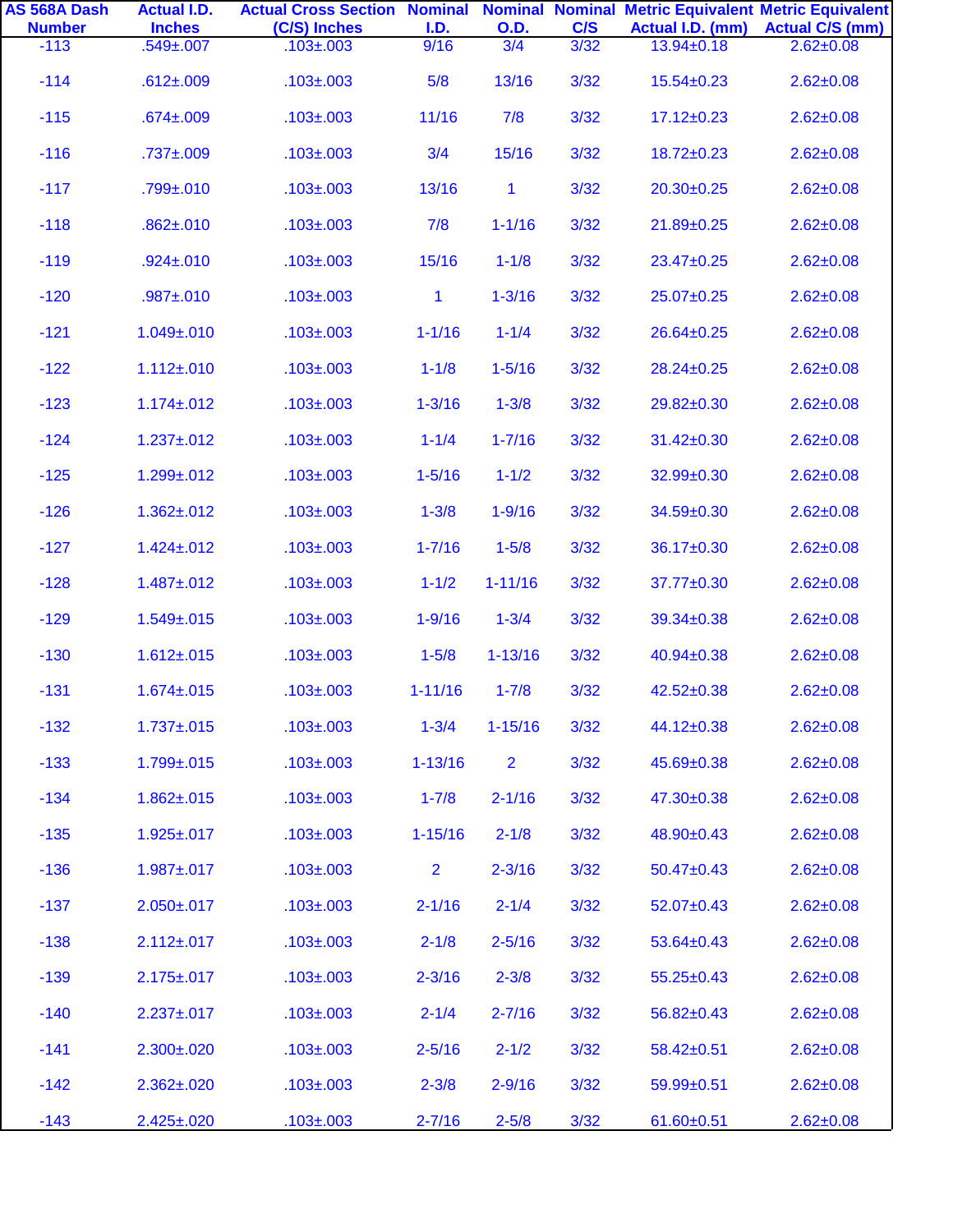| AS 568A Dash Number | Actual I.D. Inches | Actual Cross Section (C/S) Inches | Nominal I.D. | Nominal O.D. | Nominal C/S | Metric Equivalent Actual I.D. (mm) | Metric Equivalent Actual C/S (mm) |
|---|---|---|---|---|---|---|---|
| -113 | .549±.007 | .103±.003 | 9/16 | 3/4 | 3/32 | 13.94±0.18 | 2.62±0.08 |
| -114 | .612±.009 | .103±.003 | 5/8 | 13/16 | 3/32 | 15.54±0.23 | 2.62±0.08 |
| -115 | .674±.009 | .103±.003 | 11/16 | 7/8 | 3/32 | 17.12±0.23 | 2.62±0.08 |
| -116 | .737±.009 | .103±.003 | 3/4 | 15/16 | 3/32 | 18.72±0.23 | 2.62±0.08 |
| -117 | .799±.010 | .103±.003 | 13/16 | 1 | 3/32 | 20.30±0.25 | 2.62±0.08 |
| -118 | .862±.010 | .103±.003 | 7/8 | 1-1/16 | 3/32 | 21.89±0.25 | 2.62±0.08 |
| -119 | .924±.010 | .103±.003 | 15/16 | 1-1/8 | 3/32 | 23.47±0.25 | 2.62±0.08 |
| -120 | .987±.010 | .103±.003 | 1 | 1-3/16 | 3/32 | 25.07±0.25 | 2.62±0.08 |
| -121 | 1.049±.010 | .103±.003 | 1-1/16 | 1-1/4 | 3/32 | 26.64±0.25 | 2.62±0.08 |
| -122 | 1.112±.010 | .103±.003 | 1-1/8 | 1-5/16 | 3/32 | 28.24±0.25 | 2.62±0.08 |
| -123 | 1.174±.012 | .103±.003 | 1-3/16 | 1-3/8 | 3/32 | 29.82±0.30 | 2.62±0.08 |
| -124 | 1.237±.012 | .103±.003 | 1-1/4 | 1-7/16 | 3/32 | 31.42±0.30 | 2.62±0.08 |
| -125 | 1.299±.012 | .103±.003 | 1-5/16 | 1-1/2 | 3/32 | 32.99±0.30 | 2.62±0.08 |
| -126 | 1.362±.012 | .103±.003 | 1-3/8 | 1-9/16 | 3/32 | 34.59±0.30 | 2.62±0.08 |
| -127 | 1.424±.012 | .103±.003 | 1-7/16 | 1-5/8 | 3/32 | 36.17±0.30 | 2.62±0.08 |
| -128 | 1.487±.012 | .103±.003 | 1-1/2 | 1-11/16 | 3/32 | 37.77±0.30 | 2.62±0.08 |
| -129 | 1.549±.015 | .103±.003 | 1-9/16 | 1-3/4 | 3/32 | 39.34±0.38 | 2.62±0.08 |
| -130 | 1.612±.015 | .103±.003 | 1-5/8 | 1-13/16 | 3/32 | 40.94±0.38 | 2.62±0.08 |
| -131 | 1.674±.015 | .103±.003 | 1-11/16 | 1-7/8 | 3/32 | 42.52±0.38 | 2.62±0.08 |
| -132 | 1.737±.015 | .103±.003 | 1-3/4 | 1-15/16 | 3/32 | 44.12±0.38 | 2.62±0.08 |
| -133 | 1.799±.015 | .103±.003 | 1-13/16 | 2 | 3/32 | 45.69±0.38 | 2.62±0.08 |
| -134 | 1.862±.015 | .103±.003 | 1-7/8 | 2-1/16 | 3/32 | 47.30±0.38 | 2.62±0.08 |
| -135 | 1.925±.017 | .103±.003 | 1-15/16 | 2-1/8 | 3/32 | 48.90±0.43 | 2.62±0.08 |
| -136 | 1.987±.017 | .103±.003 | 2 | 2-3/16 | 3/32 | 50.47±0.43 | 2.62±0.08 |
| -137 | 2.050±.017 | .103±.003 | 2-1/16 | 2-1/4 | 3/32 | 52.07±0.43 | 2.62±0.08 |
| -138 | 2.112±.017 | .103±.003 | 2-1/8 | 2-5/16 | 3/32 | 53.64±0.43 | 2.62±0.08 |
| -139 | 2.175±.017 | .103±.003 | 2-3/16 | 2-3/8 | 3/32 | 55.25±0.43 | 2.62±0.08 |
| -140 | 2.237±.017 | .103±.003 | 2-1/4 | 2-7/16 | 3/32 | 56.82±0.43 | 2.62±0.08 |
| -141 | 2.300±.020 | .103±.003 | 2-5/16 | 2-1/2 | 3/32 | 58.42±0.51 | 2.62±0.08 |
| -142 | 2.362±.020 | .103±.003 | 2-3/8 | 2-9/16 | 3/32 | 59.99±0.51 | 2.62±0.08 |
| -143 | 2.425±.020 | .103±.003 | 2-7/16 | 2-5/8 | 3/32 | 61.60±0.51 | 2.62±0.08 |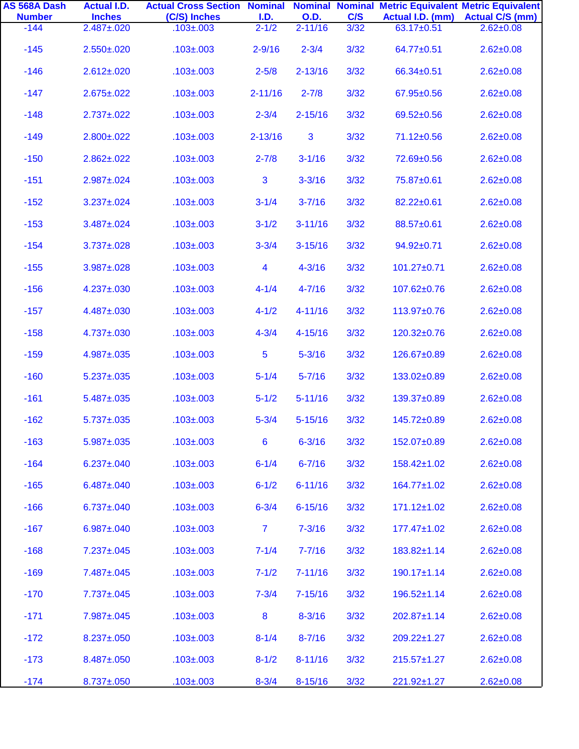| AS 568A Dash Number | Actual I.D. Inches | Actual Cross Section (C/S) Inches | Nominal I.D. | Nominal O.D. | Nominal C/S | Metric Equivalent Actual I.D. (mm) | Metric Equivalent Actual C/S (mm) |
|---|---|---|---|---|---|---|---|
| -144 | 2.487±.020 | .103±.003 | 2-1/2 | 2-11/16 | 3/32 | 63.17±0.51 | 2.62±0.08 |
| -145 | 2.550±.020 | .103±.003 | 2-9/16 | 2-3/4 | 3/32 | 64.77±0.51 | 2.62±0.08 |
| -146 | 2.612±.020 | .103±.003 | 2-5/8 | 2-13/16 | 3/32 | 66.34±0.51 | 2.62±0.08 |
| -147 | 2.675±.022 | .103±.003 | 2-11/16 | 2-7/8 | 3/32 | 67.95±0.56 | 2.62±0.08 |
| -148 | 2.737±.022 | .103±.003 | 2-3/4 | 2-15/16 | 3/32 | 69.52±0.56 | 2.62±0.08 |
| -149 | 2.800±.022 | .103±.003 | 2-13/16 | 3 | 3/32 | 71.12±0.56 | 2.62±0.08 |
| -150 | 2.862±.022 | .103±.003 | 2-7/8 | 3-1/16 | 3/32 | 72.69±0.56 | 2.62±0.08 |
| -151 | 2.987±.024 | .103±.003 | 3 | 3-3/16 | 3/32 | 75.87±0.61 | 2.62±0.08 |
| -152 | 3.237±.024 | .103±.003 | 3-1/4 | 3-7/16 | 3/32 | 82.22±0.61 | 2.62±0.08 |
| -153 | 3.487±.024 | .103±.003 | 3-1/2 | 3-11/16 | 3/32 | 88.57±0.61 | 2.62±0.08 |
| -154 | 3.737±.028 | .103±.003 | 3-3/4 | 3-15/16 | 3/32 | 94.92±0.71 | 2.62±0.08 |
| -155 | 3.987±.028 | .103±.003 | 4 | 4-3/16 | 3/32 | 101.27±0.71 | 2.62±0.08 |
| -156 | 4.237±.030 | .103±.003 | 4-1/4 | 4-7/16 | 3/32 | 107.62±0.76 | 2.62±0.08 |
| -157 | 4.487±.030 | .103±.003 | 4-1/2 | 4-11/16 | 3/32 | 113.97±0.76 | 2.62±0.08 |
| -158 | 4.737±.030 | .103±.003 | 4-3/4 | 4-15/16 | 3/32 | 120.32±0.76 | 2.62±0.08 |
| -159 | 4.987±.035 | .103±.003 | 5 | 5-3/16 | 3/32 | 126.67±0.89 | 2.62±0.08 |
| -160 | 5.237±.035 | .103±.003 | 5-1/4 | 5-7/16 | 3/32 | 133.02±0.89 | 2.62±0.08 |
| -161 | 5.487±.035 | .103±.003 | 5-1/2 | 5-11/16 | 3/32 | 139.37±0.89 | 2.62±0.08 |
| -162 | 5.737±.035 | .103±.003 | 5-3/4 | 5-15/16 | 3/32 | 145.72±0.89 | 2.62±0.08 |
| -163 | 5.987±.035 | .103±.003 | 6 | 6-3/16 | 3/32 | 152.07±0.89 | 2.62±0.08 |
| -164 | 6.237±.040 | .103±.003 | 6-1/4 | 6-7/16 | 3/32 | 158.42±1.02 | 2.62±0.08 |
| -165 | 6.487±.040 | .103±.003 | 6-1/2 | 6-11/16 | 3/32 | 164.77±1.02 | 2.62±0.08 |
| -166 | 6.737±.040 | .103±.003 | 6-3/4 | 6-15/16 | 3/32 | 171.12±1.02 | 2.62±0.08 |
| -167 | 6.987±.040 | .103±.003 | 7 | 7-3/16 | 3/32 | 177.47±1.02 | 2.62±0.08 |
| -168 | 7.237±.045 | .103±.003 | 7-1/4 | 7-7/16 | 3/32 | 183.82±1.14 | 2.62±0.08 |
| -169 | 7.487±.045 | .103±.003 | 7-1/2 | 7-11/16 | 3/32 | 190.17±1.14 | 2.62±0.08 |
| -170 | 7.737±.045 | .103±.003 | 7-3/4 | 7-15/16 | 3/32 | 196.52±1.14 | 2.62±0.08 |
| -171 | 7.987±.045 | .103±.003 | 8 | 8-3/16 | 3/32 | 202.87±1.14 | 2.62±0.08 |
| -172 | 8.237±.050 | .103±.003 | 8-1/4 | 8-7/16 | 3/32 | 209.22±1.27 | 2.62±0.08 |
| -173 | 8.487±.050 | .103±.003 | 8-1/2 | 8-11/16 | 3/32 | 215.57±1.27 | 2.62±0.08 |
| -174 | 8.737±.050 | .103±.003 | 8-3/4 | 8-15/16 | 3/32 | 221.92±1.27 | 2.62±0.08 |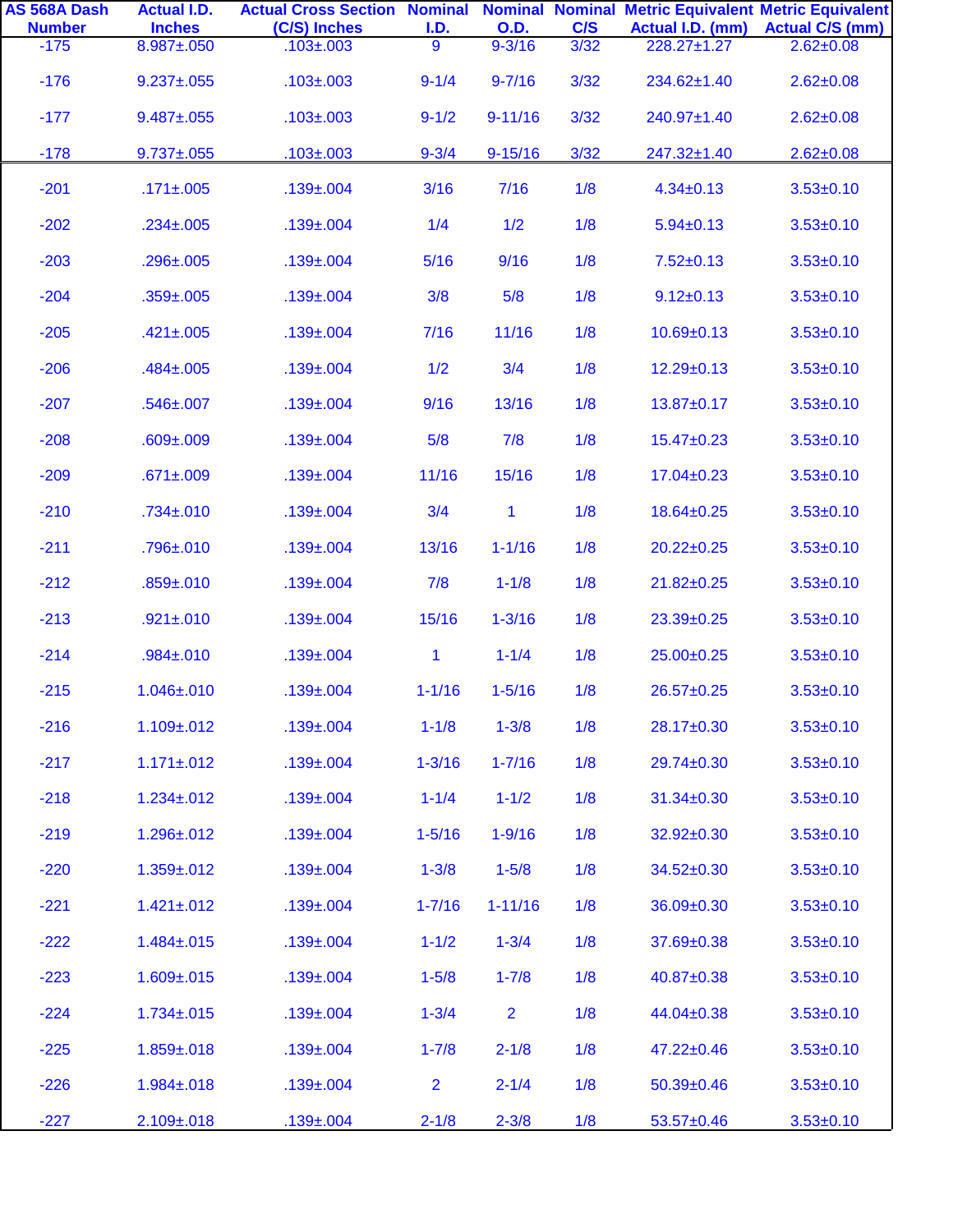| AS 568A Dash Number | Actual I.D. Inches | Actual Cross Section (C/S) Inches | Nominal I.D. | Nominal O.D. | Nominal C/S | Metric Equivalent Actual I.D. (mm) | Metric Equivalent Actual C/S (mm) |
|---|---|---|---|---|---|---|---|
| -175 | 8.987±.050 | .103±.003 | 9 | 9-3/16 | 3/32 | 228.27±1.27 | 2.62±0.08 |
| -176 | 9.237±.055 | .103±.003 | 9-1/4 | 9-7/16 | 3/32 | 234.62±1.40 | 2.62±0.08 |
| -177 | 9.487±.055 | .103±.003 | 9-1/2 | 9-11/16 | 3/32 | 240.97±1.40 | 2.62±0.08 |
| -178 | 9.737±.055 | .103±.003 | 9-3/4 | 9-15/16 | 3/32 | 247.32±1.40 | 2.62±0.08 |
| -201 | .171±.005 | .139±.004 | 3/16 | 7/16 | 1/8 | 4.34±0.13 | 3.53±0.10 |
| -202 | .234±.005 | .139±.004 | 1/4 | 1/2 | 1/8 | 5.94±0.13 | 3.53±0.10 |
| -203 | .296±.005 | .139±.004 | 5/16 | 9/16 | 1/8 | 7.52±0.13 | 3.53±0.10 |
| -204 | .359±.005 | .139±.004 | 3/8 | 5/8 | 1/8 | 9.12±0.13 | 3.53±0.10 |
| -205 | .421±.005 | .139±.004 | 7/16 | 11/16 | 1/8 | 10.69±0.13 | 3.53±0.10 |
| -206 | .484±.005 | .139±.004 | 1/2 | 3/4 | 1/8 | 12.29±0.13 | 3.53±0.10 |
| -207 | .546±.007 | .139±.004 | 9/16 | 13/16 | 1/8 | 13.87±0.17 | 3.53±0.10 |
| -208 | .609±.009 | .139±.004 | 5/8 | 7/8 | 1/8 | 15.47±0.23 | 3.53±0.10 |
| -209 | .671±.009 | .139±.004 | 11/16 | 15/16 | 1/8 | 17.04±0.23 | 3.53±0.10 |
| -210 | .734±.010 | .139±.004 | 3/4 | 1 | 1/8 | 18.64±0.25 | 3.53±0.10 |
| -211 | .796±.010 | .139±.004 | 13/16 | 1-1/16 | 1/8 | 20.22±0.25 | 3.53±0.10 |
| -212 | .859±.010 | .139±.004 | 7/8 | 1-1/8 | 1/8 | 21.82±0.25 | 3.53±0.10 |
| -213 | .921±.010 | .139±.004 | 15/16 | 1-3/16 | 1/8 | 23.39±0.25 | 3.53±0.10 |
| -214 | .984±.010 | .139±.004 | 1 | 1-1/4 | 1/8 | 25.00±0.25 | 3.53±0.10 |
| -215 | 1.046±.010 | .139±.004 | 1-1/16 | 1-5/16 | 1/8 | 26.57±0.25 | 3.53±0.10 |
| -216 | 1.109±.012 | .139±.004 | 1-1/8 | 1-3/8 | 1/8 | 28.17±0.30 | 3.53±0.10 |
| -217 | 1.171±.012 | .139±.004 | 1-3/16 | 1-7/16 | 1/8 | 29.74±0.30 | 3.53±0.10 |
| -218 | 1.234±.012 | .139±.004 | 1-1/4 | 1-1/2 | 1/8 | 31.34±0.30 | 3.53±0.10 |
| -219 | 1.296±.012 | .139±.004 | 1-5/16 | 1-9/16 | 1/8 | 32.92±0.30 | 3.53±0.10 |
| -220 | 1.359±.012 | .139±.004 | 1-3/8 | 1-5/8 | 1/8 | 34.52±0.30 | 3.53±0.10 |
| -221 | 1.421±.012 | .139±.004 | 1-7/16 | 1-11/16 | 1/8 | 36.09±0.30 | 3.53±0.10 |
| -222 | 1.484±.015 | .139±.004 | 1-1/2 | 1-3/4 | 1/8 | 37.69±0.38 | 3.53±0.10 |
| -223 | 1.609±.015 | .139±.004 | 1-5/8 | 1-7/8 | 1/8 | 40.87±0.38 | 3.53±0.10 |
| -224 | 1.734±.015 | .139±.004 | 1-3/4 | 2 | 1/8 | 44.04±0.38 | 3.53±0.10 |
| -225 | 1.859±.018 | .139±.004 | 1-7/8 | 2-1/8 | 1/8 | 47.22±0.46 | 3.53±0.10 |
| -226 | 1.984±.018 | .139±.004 | 2 | 2-1/4 | 1/8 | 50.39±0.46 | 3.53±0.10 |
| -227 | 2.109±.018 | .139±.004 | 2-1/8 | 2-3/8 | 1/8 | 53.57±0.46 | 3.53±0.10 |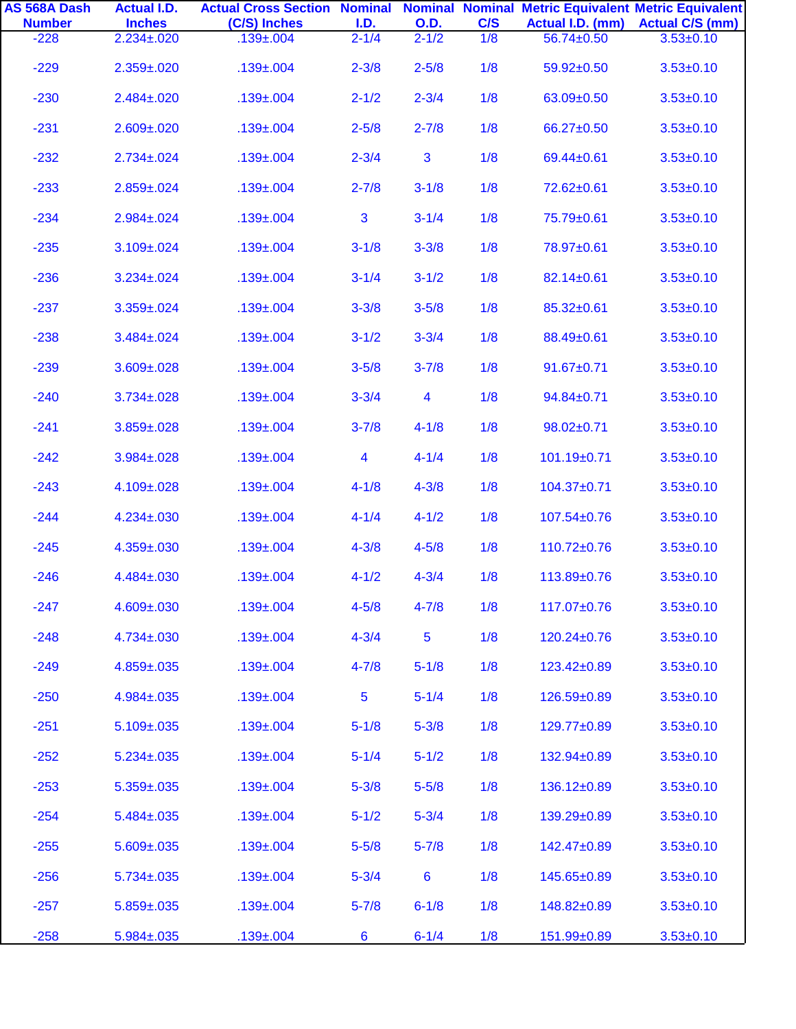| AS 568A Dash Number | Actual I.D. Inches | Actual Cross Section (C/S) Inches | Nominal I.D. | Nominal O.D. | Nominal C/S | Metric Equivalent Actual I.D. (mm) | Metric Equivalent Actual C/S (mm) |
|---|---|---|---|---|---|---|---|
| -228 | 2.234±.020 | .139±.004 | 2-1/4 | 2-1/2 | 1/8 | 56.74±0.50 | 3.53±0.10 |
| -229 | 2.359±.020 | .139±.004 | 2-3/8 | 2-5/8 | 1/8 | 59.92±0.50 | 3.53±0.10 |
| -230 | 2.484±.020 | .139±.004 | 2-1/2 | 2-3/4 | 1/8 | 63.09±0.50 | 3.53±0.10 |
| -231 | 2.609±.020 | .139±.004 | 2-5/8 | 2-7/8 | 1/8 | 66.27±0.50 | 3.53±0.10 |
| -232 | 2.734±.024 | .139±.004 | 2-3/4 | 3 | 1/8 | 69.44±0.61 | 3.53±0.10 |
| -233 | 2.859±.024 | .139±.004 | 2-7/8 | 3-1/8 | 1/8 | 72.62±0.61 | 3.53±0.10 |
| -234 | 2.984±.024 | .139±.004 | 3 | 3-1/4 | 1/8 | 75.79±0.61 | 3.53±0.10 |
| -235 | 3.109±.024 | .139±.004 | 3-1/8 | 3-3/8 | 1/8 | 78.97±0.61 | 3.53±0.10 |
| -236 | 3.234±.024 | .139±.004 | 3-1/4 | 3-1/2 | 1/8 | 82.14±0.61 | 3.53±0.10 |
| -237 | 3.359±.024 | .139±.004 | 3-3/8 | 3-5/8 | 1/8 | 85.32±0.61 | 3.53±0.10 |
| -238 | 3.484±.024 | .139±.004 | 3-1/2 | 3-3/4 | 1/8 | 88.49±0.61 | 3.53±0.10 |
| -239 | 3.609±.028 | .139±.004 | 3-5/8 | 3-7/8 | 1/8 | 91.67±0.71 | 3.53±0.10 |
| -240 | 3.734±.028 | .139±.004 | 3-3/4 | 4 | 1/8 | 94.84±0.71 | 3.53±0.10 |
| -241 | 3.859±.028 | .139±.004 | 3-7/8 | 4-1/8 | 1/8 | 98.02±0.71 | 3.53±0.10 |
| -242 | 3.984±.028 | .139±.004 | 4 | 4-1/4 | 1/8 | 101.19±0.71 | 3.53±0.10 |
| -243 | 4.109±.028 | .139±.004 | 4-1/8 | 4-3/8 | 1/8 | 104.37±0.71 | 3.53±0.10 |
| -244 | 4.234±.030 | .139±.004 | 4-1/4 | 4-1/2 | 1/8 | 107.54±0.76 | 3.53±0.10 |
| -245 | 4.359±.030 | .139±.004 | 4-3/8 | 4-5/8 | 1/8 | 110.72±0.76 | 3.53±0.10 |
| -246 | 4.484±.030 | .139±.004 | 4-1/2 | 4-3/4 | 1/8 | 113.89±0.76 | 3.53±0.10 |
| -247 | 4.609±.030 | .139±.004 | 4-5/8 | 4-7/8 | 1/8 | 117.07±0.76 | 3.53±0.10 |
| -248 | 4.734±.030 | .139±.004 | 4-3/4 | 5 | 1/8 | 120.24±0.76 | 3.53±0.10 |
| -249 | 4.859±.035 | .139±.004 | 4-7/8 | 5-1/8 | 1/8 | 123.42±0.89 | 3.53±0.10 |
| -250 | 4.984±.035 | .139±.004 | 5 | 5-1/4 | 1/8 | 126.59±0.89 | 3.53±0.10 |
| -251 | 5.109±.035 | .139±.004 | 5-1/8 | 5-3/8 | 1/8 | 129.77±0.89 | 3.53±0.10 |
| -252 | 5.234±.035 | .139±.004 | 5-1/4 | 5-1/2 | 1/8 | 132.94±0.89 | 3.53±0.10 |
| -253 | 5.359±.035 | .139±.004 | 5-3/8 | 5-5/8 | 1/8 | 136.12±0.89 | 3.53±0.10 |
| -254 | 5.484±.035 | .139±.004 | 5-1/2 | 5-3/4 | 1/8 | 139.29±0.89 | 3.53±0.10 |
| -255 | 5.609±.035 | .139±.004 | 5-5/8 | 5-7/8 | 1/8 | 142.47±0.89 | 3.53±0.10 |
| -256 | 5.734±.035 | .139±.004 | 5-3/4 | 6 | 1/8 | 145.65±0.89 | 3.53±0.10 |
| -257 | 5.859±.035 | .139±.004 | 5-7/8 | 6-1/8 | 1/8 | 148.82±0.89 | 3.53±0.10 |
| -258 | 5.984±.035 | .139±.004 | 6 | 6-1/4 | 1/8 | 151.99±0.89 | 3.53±0.10 |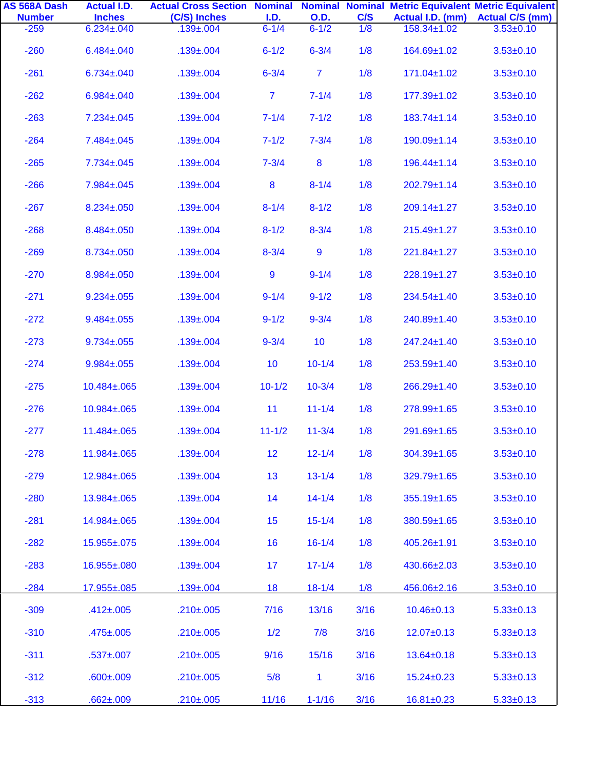| AS 568A Dash Number | Actual I.D. Inches | Actual Cross Section (C/S) Inches | Nominal I.D. | Nominal O.D. | Nominal C/S | Metric Equivalent Actual I.D. (mm) | Metric Equivalent Actual C/S (mm) |
|---|---|---|---|---|---|---|---|
| -259 | 6.234±.040 | .139±.004 | 6-1/4 | 6-1/2 | 1/8 | 158.34±1.02 | 3.53±0.10 |
| -260 | 6.484±.040 | .139±.004 | 6-1/2 | 6-3/4 | 1/8 | 164.69±1.02 | 3.53±0.10 |
| -261 | 6.734±.040 | .139±.004 | 6-3/4 | 7 | 1/8 | 171.04±1.02 | 3.53±0.10 |
| -262 | 6.984±.040 | .139±.004 | 7 | 7-1/4 | 1/8 | 177.39±1.02 | 3.53±0.10 |
| -263 | 7.234±.045 | .139±.004 | 7-1/4 | 7-1/2 | 1/8 | 183.74±1.14 | 3.53±0.10 |
| -264 | 7.484±.045 | .139±.004 | 7-1/2 | 7-3/4 | 1/8 | 190.09±1.14 | 3.53±0.10 |
| -265 | 7.734±.045 | .139±.004 | 7-3/4 | 8 | 1/8 | 196.44±1.14 | 3.53±0.10 |
| -266 | 7.984±.045 | .139±.004 | 8 | 8-1/4 | 1/8 | 202.79±1.14 | 3.53±0.10 |
| -267 | 8.234±.050 | .139±.004 | 8-1/4 | 8-1/2 | 1/8 | 209.14±1.27 | 3.53±0.10 |
| -268 | 8.484±.050 | .139±.004 | 8-1/2 | 8-3/4 | 1/8 | 215.49±1.27 | 3.53±0.10 |
| -269 | 8.734±.050 | .139±.004 | 8-3/4 | 9 | 1/8 | 221.84±1.27 | 3.53±0.10 |
| -270 | 8.984±.050 | .139±.004 | 9 | 9-1/4 | 1/8 | 228.19±1.27 | 3.53±0.10 |
| -271 | 9.234±.055 | .139±.004 | 9-1/4 | 9-1/2 | 1/8 | 234.54±1.40 | 3.53±0.10 |
| -272 | 9.484±.055 | .139±.004 | 9-1/2 | 9-3/4 | 1/8 | 240.89±1.40 | 3.53±0.10 |
| -273 | 9.734±.055 | .139±.004 | 9-3/4 | 10 | 1/8 | 247.24±1.40 | 3.53±0.10 |
| -274 | 9.984±.055 | .139±.004 | 10 | 10-1/4 | 1/8 | 253.59±1.40 | 3.53±0.10 |
| -275 | 10.484±.065 | .139±.004 | 10-1/2 | 10-3/4 | 1/8 | 266.29±1.40 | 3.53±0.10 |
| -276 | 10.984±.065 | .139±.004 | 11 | 11-1/4 | 1/8 | 278.99±1.65 | 3.53±0.10 |
| -277 | 11.484±.065 | .139±.004 | 11-1/2 | 11-3/4 | 1/8 | 291.69±1.65 | 3.53±0.10 |
| -278 | 11.984±.065 | .139±.004 | 12 | 12-1/4 | 1/8 | 304.39±1.65 | 3.53±0.10 |
| -279 | 12.984±.065 | .139±.004 | 13 | 13-1/4 | 1/8 | 329.79±1.65 | 3.53±0.10 |
| -280 | 13.984±.065 | .139±.004 | 14 | 14-1/4 | 1/8 | 355.19±1.65 | 3.53±0.10 |
| -281 | 14.984±.065 | .139±.004 | 15 | 15-1/4 | 1/8 | 380.59±1.65 | 3.53±0.10 |
| -282 | 15.955±.075 | .139±.004 | 16 | 16-1/4 | 1/8 | 405.26±1.91 | 3.53±0.10 |
| -283 | 16.955±.080 | .139±.004 | 17 | 17-1/4 | 1/8 | 430.66±2.03 | 3.53±0.10 |
| -284 | 17.955±.085 | .139±.004 | 18 | 18-1/4 | 1/8 | 456.06±2.16 | 3.53±0.10 |
| -309 | .412±.005 | .210±.005 | 7/16 | 13/16 | 3/16 | 10.46±0.13 | 5.33±0.13 |
| -310 | .475±.005 | .210±.005 | 1/2 | 7/8 | 3/16 | 12.07±0.13 | 5.33±0.13 |
| -311 | .537±.007 | .210±.005 | 9/16 | 15/16 | 3/16 | 13.64±0.18 | 5.33±0.13 |
| -312 | .600±.009 | .210±.005 | 5/8 | 1 | 3/16 | 15.24±0.23 | 5.33±0.13 |
| -313 | .662±.009 | .210±.005 | 11/16 | 1-1/16 | 3/16 | 16.81±0.23 | 5.33±0.13 |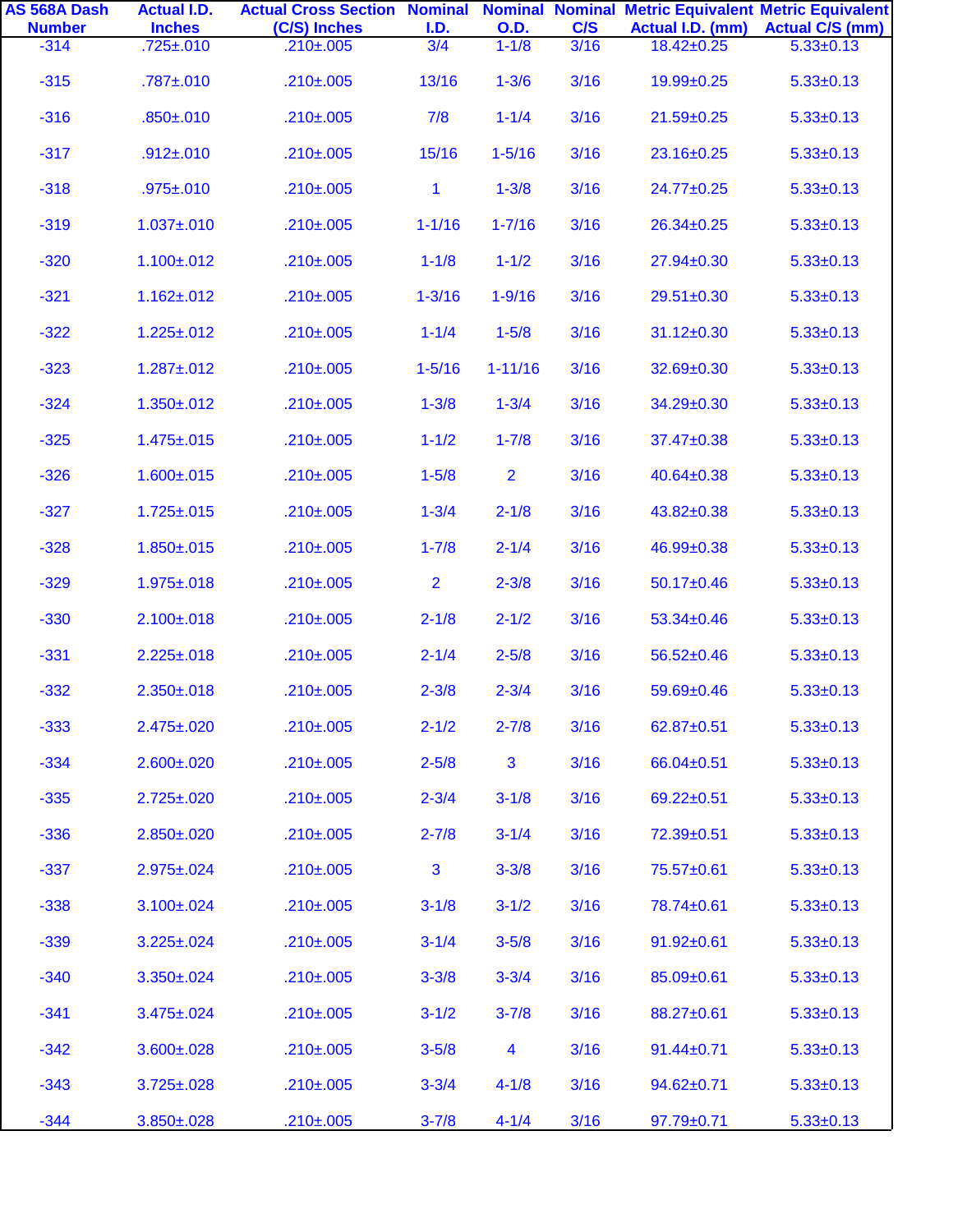| AS 568A Dash Number | Actual I.D. Inches | Actual Cross Section (C/S) Inches | Nominal I.D. | Nominal O.D. | Nominal C/S | Metric Equivalent Actual I.D. (mm) | Metric Equivalent Actual C/S (mm) |
|---|---|---|---|---|---|---|---|
| -314 | .725±.010 | .210±.005 | 3/4 | 1-1/8 | 3/16 | 18.42±0.25 | 5.33±0.13 |
| -315 | .787±.010 | .210±.005 | 13/16 | 1-3/6 | 3/16 | 19.99±0.25 | 5.33±0.13 |
| -316 | .850±.010 | .210±.005 | 7/8 | 1-1/4 | 3/16 | 21.59±0.25 | 5.33±0.13 |
| -317 | .912±.010 | .210±.005 | 15/16 | 1-5/16 | 3/16 | 23.16±0.25 | 5.33±0.13 |
| -318 | .975±.010 | .210±.005 | 1 | 1-3/8 | 3/16 | 24.77±0.25 | 5.33±0.13 |
| -319 | 1.037±.010 | .210±.005 | 1-1/16 | 1-7/16 | 3/16 | 26.34±0.25 | 5.33±0.13 |
| -320 | 1.100±.012 | .210±.005 | 1-1/8 | 1-1/2 | 3/16 | 27.94±0.30 | 5.33±0.13 |
| -321 | 1.162±.012 | .210±.005 | 1-3/16 | 1-9/16 | 3/16 | 29.51±0.30 | 5.33±0.13 |
| -322 | 1.225±.012 | .210±.005 | 1-1/4 | 1-5/8 | 3/16 | 31.12±0.30 | 5.33±0.13 |
| -323 | 1.287±.012 | .210±.005 | 1-5/16 | 1-11/16 | 3/16 | 32.69±0.30 | 5.33±0.13 |
| -324 | 1.350±.012 | .210±.005 | 1-3/8 | 1-3/4 | 3/16 | 34.29±0.30 | 5.33±0.13 |
| -325 | 1.475±.015 | .210±.005 | 1-1/2 | 1-7/8 | 3/16 | 37.47±0.38 | 5.33±0.13 |
| -326 | 1.600±.015 | .210±.005 | 1-5/8 | 2 | 3/16 | 40.64±0.38 | 5.33±0.13 |
| -327 | 1.725±.015 | .210±.005 | 1-3/4 | 2-1/8 | 3/16 | 43.82±0.38 | 5.33±0.13 |
| -328 | 1.850±.015 | .210±.005 | 1-7/8 | 2-1/4 | 3/16 | 46.99±0.38 | 5.33±0.13 |
| -329 | 1.975±.018 | .210±.005 | 2 | 2-3/8 | 3/16 | 50.17±0.46 | 5.33±0.13 |
| -330 | 2.100±.018 | .210±.005 | 2-1/8 | 2-1/2 | 3/16 | 53.34±0.46 | 5.33±0.13 |
| -331 | 2.225±.018 | .210±.005 | 2-1/4 | 2-5/8 | 3/16 | 56.52±0.46 | 5.33±0.13 |
| -332 | 2.350±.018 | .210±.005 | 2-3/8 | 2-3/4 | 3/16 | 59.69±0.46 | 5.33±0.13 |
| -333 | 2.475±.020 | .210±.005 | 2-1/2 | 2-7/8 | 3/16 | 62.87±0.51 | 5.33±0.13 |
| -334 | 2.600±.020 | .210±.005 | 2-5/8 | 3 | 3/16 | 66.04±0.51 | 5.33±0.13 |
| -335 | 2.725±.020 | .210±.005 | 2-3/4 | 3-1/8 | 3/16 | 69.22±0.51 | 5.33±0.13 |
| -336 | 2.850±.020 | .210±.005 | 2-7/8 | 3-1/4 | 3/16 | 72.39±0.51 | 5.33±0.13 |
| -337 | 2.975±.024 | .210±.005 | 3 | 3-3/8 | 3/16 | 75.57±0.61 | 5.33±0.13 |
| -338 | 3.100±.024 | .210±.005 | 3-1/8 | 3-1/2 | 3/16 | 78.74±0.61 | 5.33±0.13 |
| -339 | 3.225±.024 | .210±.005 | 3-1/4 | 3-5/8 | 3/16 | 91.92±0.61 | 5.33±0.13 |
| -340 | 3.350±.024 | .210±.005 | 3-3/8 | 3-3/4 | 3/16 | 85.09±0.61 | 5.33±0.13 |
| -341 | 3.475±.024 | .210±.005 | 3-1/2 | 3-7/8 | 3/16 | 88.27±0.61 | 5.33±0.13 |
| -342 | 3.600±.028 | .210±.005 | 3-5/8 | 4 | 3/16 | 91.44±0.71 | 5.33±0.13 |
| -343 | 3.725±.028 | .210±.005 | 3-3/4 | 4-1/8 | 3/16 | 94.62±0.71 | 5.33±0.13 |
| -344 | 3.850±.028 | .210±.005 | 3-7/8 | 4-1/4 | 3/16 | 97.79±0.71 | 5.33±0.13 |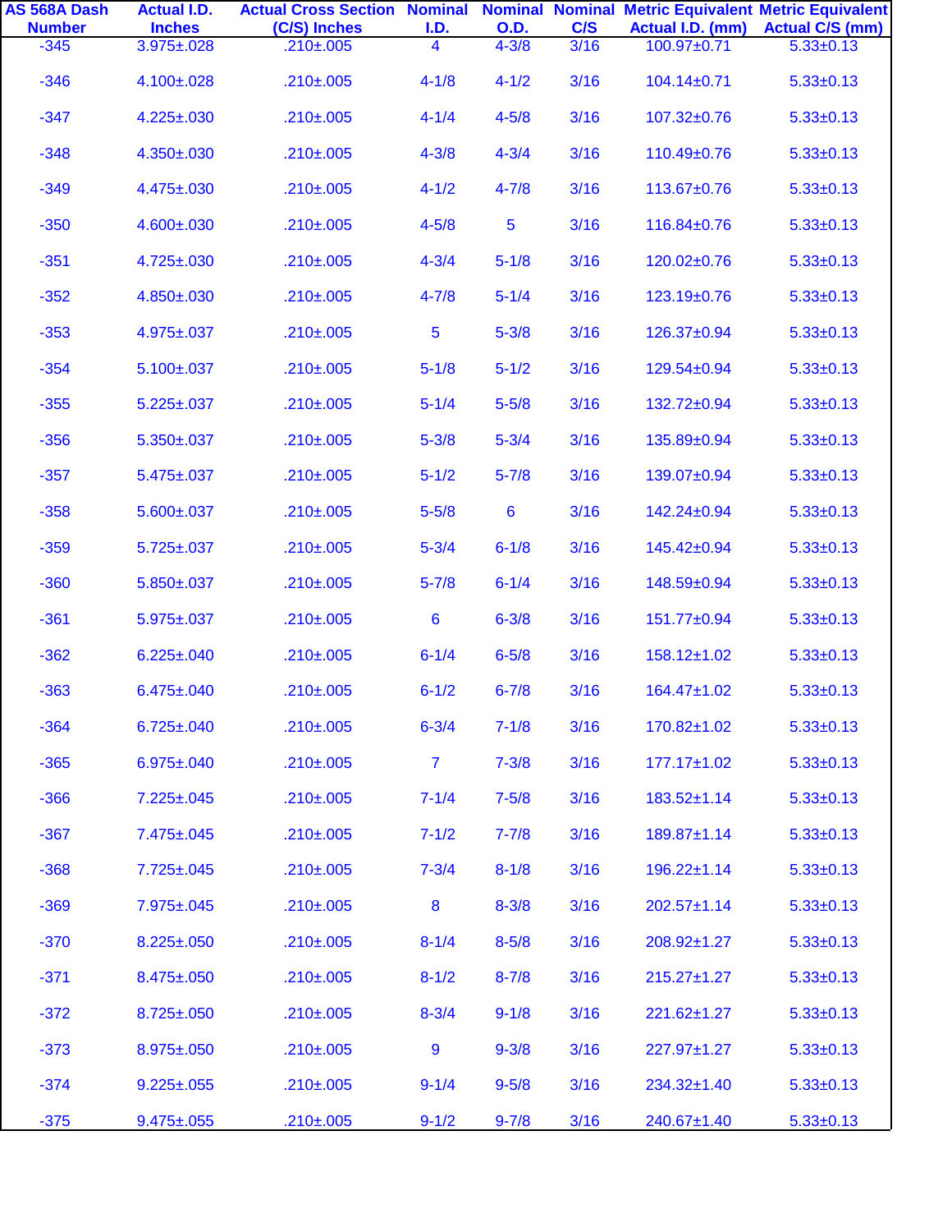| AS 568A Dash Number | Actual I.D. Inches | Actual Cross Section (C/S) Inches | Nominal I.D. | Nominal O.D. | Nominal C/S | Metric Equivalent Actual I.D. (mm) | Metric Equivalent Actual C/S (mm) |
|---|---|---|---|---|---|---|---|
| -345 | 3.975±.028 | .210±.005 | 4 | 4-3/8 | 3/16 | 100.97±0.71 | 5.33±0.13 |
| -346 | 4.100±.028 | .210±.005 | 4-1/8 | 4-1/2 | 3/16 | 104.14±0.71 | 5.33±0.13 |
| -347 | 4.225±.030 | .210±.005 | 4-1/4 | 4-5/8 | 3/16 | 107.32±0.76 | 5.33±0.13 |
| -348 | 4.350±.030 | .210±.005 | 4-3/8 | 4-3/4 | 3/16 | 110.49±0.76 | 5.33±0.13 |
| -349 | 4.475±.030 | .210±.005 | 4-1/2 | 4-7/8 | 3/16 | 113.67±0.76 | 5.33±0.13 |
| -350 | 4.600±.030 | .210±.005 | 4-5/8 | 5 | 3/16 | 116.84±0.76 | 5.33±0.13 |
| -351 | 4.725±.030 | .210±.005 | 4-3/4 | 5-1/8 | 3/16 | 120.02±0.76 | 5.33±0.13 |
| -352 | 4.850±.030 | .210±.005 | 4-7/8 | 5-1/4 | 3/16 | 123.19±0.76 | 5.33±0.13 |
| -353 | 4.975±.037 | .210±.005 | 5 | 5-3/8 | 3/16 | 126.37±0.94 | 5.33±0.13 |
| -354 | 5.100±.037 | .210±.005 | 5-1/8 | 5-1/2 | 3/16 | 129.54±0.94 | 5.33±0.13 |
| -355 | 5.225±.037 | .210±.005 | 5-1/4 | 5-5/8 | 3/16 | 132.72±0.94 | 5.33±0.13 |
| -356 | 5.350±.037 | .210±.005 | 5-3/8 | 5-3/4 | 3/16 | 135.89±0.94 | 5.33±0.13 |
| -357 | 5.475±.037 | .210±.005 | 5-1/2 | 5-7/8 | 3/16 | 139.07±0.94 | 5.33±0.13 |
| -358 | 5.600±.037 | .210±.005 | 5-5/8 | 6 | 3/16 | 142.24±0.94 | 5.33±0.13 |
| -359 | 5.725±.037 | .210±.005 | 5-3/4 | 6-1/8 | 3/16 | 145.42±0.94 | 5.33±0.13 |
| -360 | 5.850±.037 | .210±.005 | 5-7/8 | 6-1/4 | 3/16 | 148.59±0.94 | 5.33±0.13 |
| -361 | 5.975±.037 | .210±.005 | 6 | 6-3/8 | 3/16 | 151.77±0.94 | 5.33±0.13 |
| -362 | 6.225±.040 | .210±.005 | 6-1/4 | 6-5/8 | 3/16 | 158.12±1.02 | 5.33±0.13 |
| -363 | 6.475±.040 | .210±.005 | 6-1/2 | 6-7/8 | 3/16 | 164.47±1.02 | 5.33±0.13 |
| -364 | 6.725±.040 | .210±.005 | 6-3/4 | 7-1/8 | 3/16 | 170.82±1.02 | 5.33±0.13 |
| -365 | 6.975±.040 | .210±.005 | 7 | 7-3/8 | 3/16 | 177.17±1.02 | 5.33±0.13 |
| -366 | 7.225±.045 | .210±.005 | 7-1/4 | 7-5/8 | 3/16 | 183.52±1.14 | 5.33±0.13 |
| -367 | 7.475±.045 | .210±.005 | 7-1/2 | 7-7/8 | 3/16 | 189.87±1.14 | 5.33±0.13 |
| -368 | 7.725±.045 | .210±.005 | 7-3/4 | 8-1/8 | 3/16 | 196.22±1.14 | 5.33±0.13 |
| -369 | 7.975±.045 | .210±.005 | 8 | 8-3/8 | 3/16 | 202.57±1.14 | 5.33±0.13 |
| -370 | 8.225±.050 | .210±.005 | 8-1/4 | 8-5/8 | 3/16 | 208.92±1.27 | 5.33±0.13 |
| -371 | 8.475±.050 | .210±.005 | 8-1/2 | 8-7/8 | 3/16 | 215.27±1.27 | 5.33±0.13 |
| -372 | 8.725±.050 | .210±.005 | 8-3/4 | 9-1/8 | 3/16 | 221.62±1.27 | 5.33±0.13 |
| -373 | 8.975±.050 | .210±.005 | 9 | 9-3/8 | 3/16 | 227.97±1.27 | 5.33±0.13 |
| -374 | 9.225±.055 | .210±.005 | 9-1/4 | 9-5/8 | 3/16 | 234.32±1.40 | 5.33±0.13 |
| -375 | 9.475±.055 | .210±.005 | 9-1/2 | 9-7/8 | 3/16 | 240.67±1.40 | 5.33±0.13 |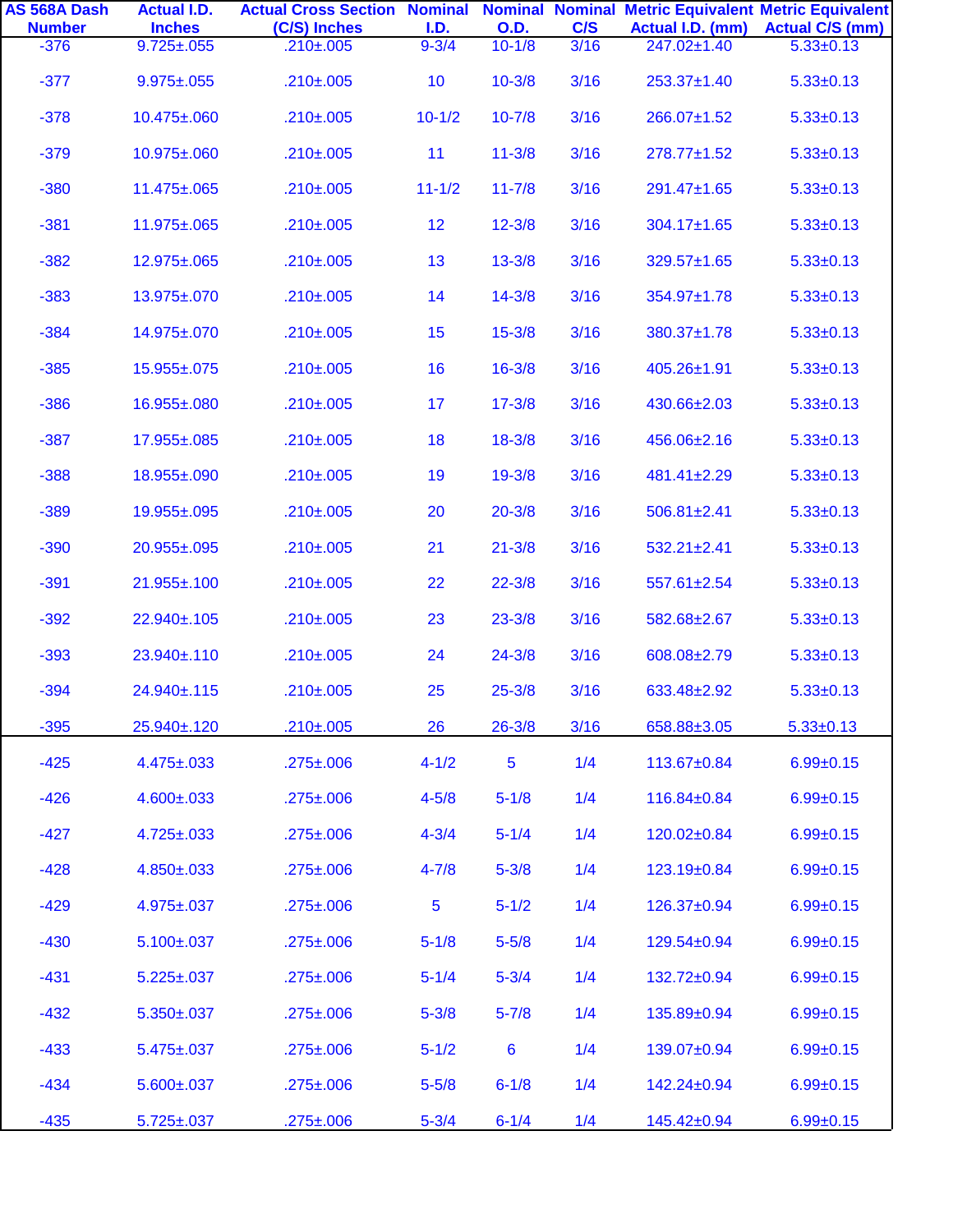| AS 568A Dash Number | Actual I.D. Inches | Actual Cross Section (C/S) Inches | Nominal I.D. | Nominal O.D. | Nominal C/S | Metric Equivalent Actual I.D. (mm) | Metric Equivalent Actual C/S (mm) |
|---|---|---|---|---|---|---|---|
| -376 | 9.725±.055 | .210±.005 | 9-3/4 | 10-1/8 | 3/16 | 247.02±1.40 | 5.33±0.13 |
| -377 | 9.975±.055 | .210±.005 | 10 | 10-3/8 | 3/16 | 253.37±1.40 | 5.33±0.13 |
| -378 | 10.475±.060 | .210±.005 | 10-1/2 | 10-7/8 | 3/16 | 266.07±1.52 | 5.33±0.13 |
| -379 | 10.975±.060 | .210±.005 | 11 | 11-3/8 | 3/16 | 278.77±1.52 | 5.33±0.13 |
| -380 | 11.475±.065 | .210±.005 | 11-1/2 | 11-7/8 | 3/16 | 291.47±1.65 | 5.33±0.13 |
| -381 | 11.975±.065 | .210±.005 | 12 | 12-3/8 | 3/16 | 304.17±1.65 | 5.33±0.13 |
| -382 | 12.975±.065 | .210±.005 | 13 | 13-3/8 | 3/16 | 329.57±1.65 | 5.33±0.13 |
| -383 | 13.975±.070 | .210±.005 | 14 | 14-3/8 | 3/16 | 354.97±1.78 | 5.33±0.13 |
| -384 | 14.975±.070 | .210±.005 | 15 | 15-3/8 | 3/16 | 380.37±1.78 | 5.33±0.13 |
| -385 | 15.955±.075 | .210±.005 | 16 | 16-3/8 | 3/16 | 405.26±1.91 | 5.33±0.13 |
| -386 | 16.955±.080 | .210±.005 | 17 | 17-3/8 | 3/16 | 430.66±2.03 | 5.33±0.13 |
| -387 | 17.955±.085 | .210±.005 | 18 | 18-3/8 | 3/16 | 456.06±2.16 | 5.33±0.13 |
| -388 | 18.955±.090 | .210±.005 | 19 | 19-3/8 | 3/16 | 481.41±2.29 | 5.33±0.13 |
| -389 | 19.955±.095 | .210±.005 | 20 | 20-3/8 | 3/16 | 506.81±2.41 | 5.33±0.13 |
| -390 | 20.955±.095 | .210±.005 | 21 | 21-3/8 | 3/16 | 532.21±2.41 | 5.33±0.13 |
| -391 | 21.955±.100 | .210±.005 | 22 | 22-3/8 | 3/16 | 557.61±2.54 | 5.33±0.13 |
| -392 | 22.940±.105 | .210±.005 | 23 | 23-3/8 | 3/16 | 582.68±2.67 | 5.33±0.13 |
| -393 | 23.940±.110 | .210±.005 | 24 | 24-3/8 | 3/16 | 608.08±2.79 | 5.33±0.13 |
| -394 | 24.940±.115 | .210±.005 | 25 | 25-3/8 | 3/16 | 633.48±2.92 | 5.33±0.13 |
| -395 | 25.940±.120 | .210±.005 | 26 | 26-3/8 | 3/16 | 658.88±3.05 | 5.33±0.13 |
| -425 | 4.475±.033 | .275±.006 | 4-1/2 | 5 | 1/4 | 113.67±0.84 | 6.99±0.15 |
| -426 | 4.600±.033 | .275±.006 | 4-5/8 | 5-1/8 | 1/4 | 116.84±0.84 | 6.99±0.15 |
| -427 | 4.725±.033 | .275±.006 | 4-3/4 | 5-1/4 | 1/4 | 120.02±0.84 | 6.99±0.15 |
| -428 | 4.850±.033 | .275±.006 | 4-7/8 | 5-3/8 | 1/4 | 123.19±0.84 | 6.99±0.15 |
| -429 | 4.975±.037 | .275±.006 | 5 | 5-1/2 | 1/4 | 126.37±0.94 | 6.99±0.15 |
| -430 | 5.100±.037 | .275±.006 | 5-1/8 | 5-5/8 | 1/4 | 129.54±0.94 | 6.99±0.15 |
| -431 | 5.225±.037 | .275±.006 | 5-1/4 | 5-3/4 | 1/4 | 132.72±0.94 | 6.99±0.15 |
| -432 | 5.350±.037 | .275±.006 | 5-3/8 | 5-7/8 | 1/4 | 135.89±0.94 | 6.99±0.15 |
| -433 | 5.475±.037 | .275±.006 | 5-1/2 | 6 | 1/4 | 139.07±0.94 | 6.99±0.15 |
| -434 | 5.600±.037 | .275±.006 | 5-5/8 | 6-1/8 | 1/4 | 142.24±0.94 | 6.99±0.15 |
| -435 | 5.725±.037 | .275±.006 | 5-3/4 | 6-1/4 | 1/4 | 145.42±0.94 | 6.99±0.15 |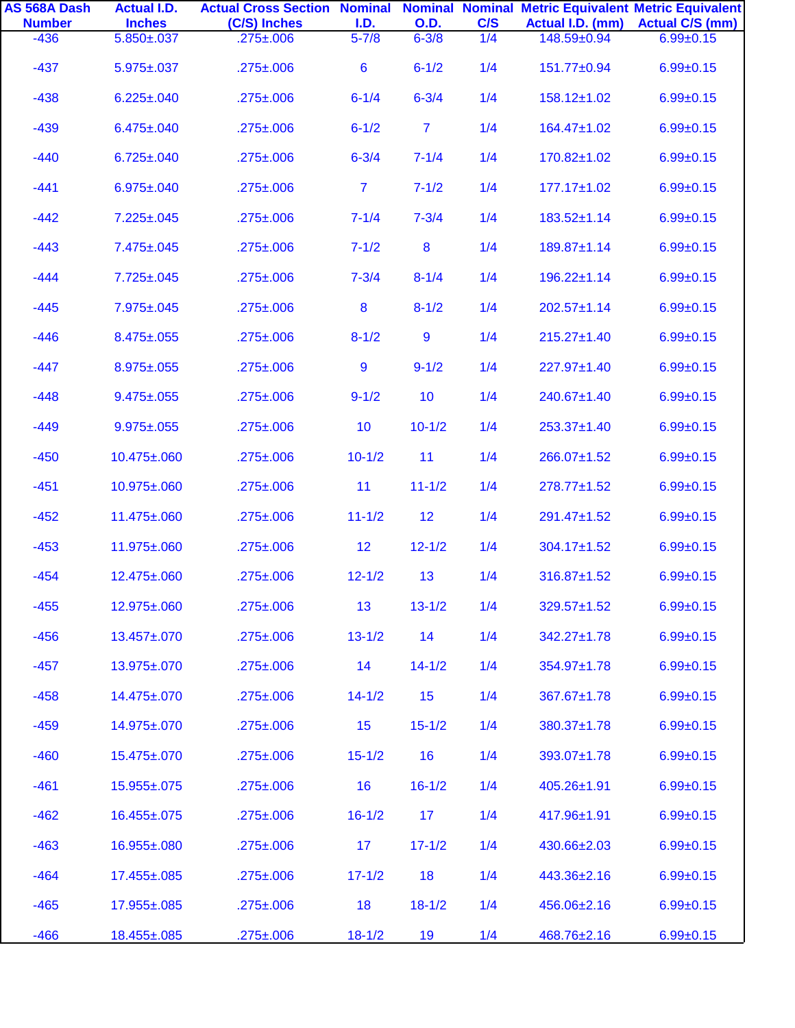| AS 568A Dash Number | Actual I.D. Inches | Actual Cross Section (C/S) Inches | Nominal I.D. | Nominal O.D. | Nominal C/S | Metric Equivalent Actual I.D. (mm) | Metric Equivalent Actual C/S (mm) |
|---|---|---|---|---|---|---|---|
| -436 | 5.850±.037 | .275±.006 | 5-7/8 | 6-3/8 | 1/4 | 148.59±0.94 | 6.99±0.15 |
| -437 | 5.975±.037 | .275±.006 | 6 | 6-1/2 | 1/4 | 151.77±0.94 | 6.99±0.15 |
| -438 | 6.225±.040 | .275±.006 | 6-1/4 | 6-3/4 | 1/4 | 158.12±1.02 | 6.99±0.15 |
| -439 | 6.475±.040 | .275±.006 | 6-1/2 | 7 | 1/4 | 164.47±1.02 | 6.99±0.15 |
| -440 | 6.725±.040 | .275±.006 | 6-3/4 | 7-1/4 | 1/4 | 170.82±1.02 | 6.99±0.15 |
| -441 | 6.975±.040 | .275±.006 | 7 | 7-1/2 | 1/4 | 177.17±1.02 | 6.99±0.15 |
| -442 | 7.225±.045 | .275±.006 | 7-1/4 | 7-3/4 | 1/4 | 183.52±1.14 | 6.99±0.15 |
| -443 | 7.475±.045 | .275±.006 | 7-1/2 | 8 | 1/4 | 189.87±1.14 | 6.99±0.15 |
| -444 | 7.725±.045 | .275±.006 | 7-3/4 | 8-1/4 | 1/4 | 196.22±1.14 | 6.99±0.15 |
| -445 | 7.975±.045 | .275±.006 | 8 | 8-1/2 | 1/4 | 202.57±1.14 | 6.99±0.15 |
| -446 | 8.475±.055 | .275±.006 | 8-1/2 | 9 | 1/4 | 215.27±1.40 | 6.99±0.15 |
| -447 | 8.975±.055 | .275±.006 | 9 | 9-1/2 | 1/4 | 227.97±1.40 | 6.99±0.15 |
| -448 | 9.475±.055 | .275±.006 | 9-1/2 | 10 | 1/4 | 240.67±1.40 | 6.99±0.15 |
| -449 | 9.975±.055 | .275±.006 | 10 | 10-1/2 | 1/4 | 253.37±1.40 | 6.99±0.15 |
| -450 | 10.475±.060 | .275±.006 | 10-1/2 | 11 | 1/4 | 266.07±1.52 | 6.99±0.15 |
| -451 | 10.975±.060 | .275±.006 | 11 | 11-1/2 | 1/4 | 278.77±1.52 | 6.99±0.15 |
| -452 | 11.475±.060 | .275±.006 | 11-1/2 | 12 | 1/4 | 291.47±1.52 | 6.99±0.15 |
| -453 | 11.975±.060 | .275±.006 | 12 | 12-1/2 | 1/4 | 304.17±1.52 | 6.99±0.15 |
| -454 | 12.475±.060 | .275±.006 | 12-1/2 | 13 | 1/4 | 316.87±1.52 | 6.99±0.15 |
| -455 | 12.975±.060 | .275±.006 | 13 | 13-1/2 | 1/4 | 329.57±1.52 | 6.99±0.15 |
| -456 | 13.457±.070 | .275±.006 | 13-1/2 | 14 | 1/4 | 342.27±1.78 | 6.99±0.15 |
| -457 | 13.975±.070 | .275±.006 | 14 | 14-1/2 | 1/4 | 354.97±1.78 | 6.99±0.15 |
| -458 | 14.475±.070 | .275±.006 | 14-1/2 | 15 | 1/4 | 367.67±1.78 | 6.99±0.15 |
| -459 | 14.975±.070 | .275±.006 | 15 | 15-1/2 | 1/4 | 380.37±1.78 | 6.99±0.15 |
| -460 | 15.475±.070 | .275±.006 | 15-1/2 | 16 | 1/4 | 393.07±1.78 | 6.99±0.15 |
| -461 | 15.955±.075 | .275±.006 | 16 | 16-1/2 | 1/4 | 405.26±1.91 | 6.99±0.15 |
| -462 | 16.455±.075 | .275±.006 | 16-1/2 | 17 | 1/4 | 417.96±1.91 | 6.99±0.15 |
| -463 | 16.955±.080 | .275±.006 | 17 | 17-1/2 | 1/4 | 430.66±2.03 | 6.99±0.15 |
| -464 | 17.455±.085 | .275±.006 | 17-1/2 | 18 | 1/4 | 443.36±2.16 | 6.99±0.15 |
| -465 | 17.955±.085 | .275±.006 | 18 | 18-1/2 | 1/4 | 456.06±2.16 | 6.99±0.15 |
| -466 | 18.455±.085 | .275±.006 | 18-1/2 | 19 | 1/4 | 468.76±2.16 | 6.99±0.15 |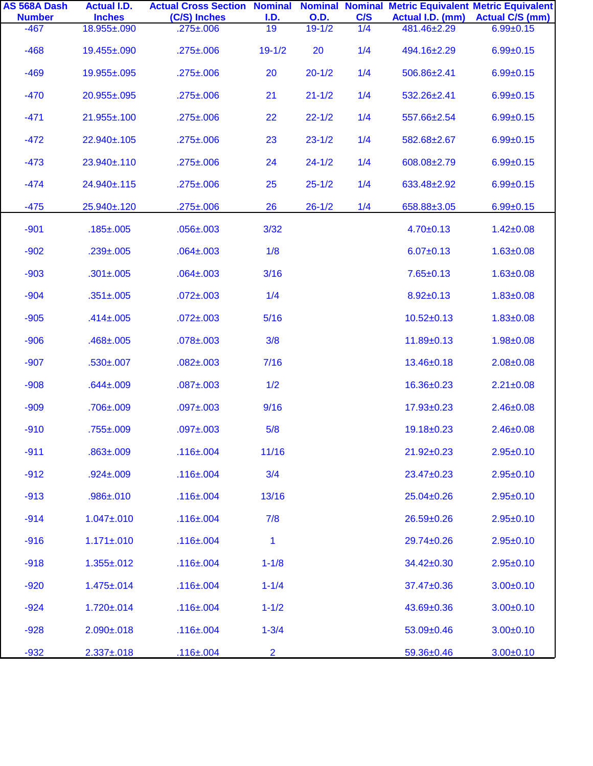| AS 568A Dash Number | Actual I.D. Inches | Actual Cross Section (C/S) Inches | Nominal I.D. | Nominal O.D. | Nominal C/S | Metric Equivalent Actual I.D. (mm) | Metric Equivalent Actual C/S (mm) |
|---|---|---|---|---|---|---|---|
| -467 | 18.955±.090 | .275±.006 | 19 | 19-1/2 | 1/4 | 481.46±2.29 | 6.99±0.15 |
| -468 | 19.455±.090 | .275±.006 | 19-1/2 | 20 | 1/4 | 494.16±2.29 | 6.99±0.15 |
| -469 | 19.955±.095 | .275±.006 | 20 | 20-1/2 | 1/4 | 506.86±2.41 | 6.99±0.15 |
| -470 | 20.955±.095 | .275±.006 | 21 | 21-1/2 | 1/4 | 532.26±2.41 | 6.99±0.15 |
| -471 | 21.955±.100 | .275±.006 | 22 | 22-1/2 | 1/4 | 557.66±2.54 | 6.99±0.15 |
| -472 | 22.940±.105 | .275±.006 | 23 | 23-1/2 | 1/4 | 582.68±2.67 | 6.99±0.15 |
| -473 | 23.940±.110 | .275±.006 | 24 | 24-1/2 | 1/4 | 608.08±2.79 | 6.99±0.15 |
| -474 | 24.940±.115 | .275±.006 | 25 | 25-1/2 | 1/4 | 633.48±2.92 | 6.99±0.15 |
| -475 | 25.940±.120 | .275±.006 | 26 | 26-1/2 | 1/4 | 658.88±3.05 | 6.99±0.15 |
| -901 | .185±.005 | .056±.003 | 3/32 | | | 4.70±0.13 | 1.42±0.08 |
| -902 | .239±.005 | .064±.003 | 1/8 | | | 6.07±0.13 | 1.63±0.08 |
| -903 | .301±.005 | .064±.003 | 3/16 | | | 7.65±0.13 | 1.63±0.08 |
| -904 | .351±.005 | .072±.003 | 1/4 | | | 8.92±0.13 | 1.83±0.08 |
| -905 | .414±.005 | .072±.003 | 5/16 | | | 10.52±0.13 | 1.83±0.08 |
| -906 | .468±.005 | .078±.003 | 3/8 | | | 11.89±0.13 | 1.98±0.08 |
| -907 | .530±.007 | .082±.003 | 7/16 | | | 13.46±0.18 | 2.08±0.08 |
| -908 | .644±.009 | .087±.003 | 1/2 | | | 16.36±0.23 | 2.21±0.08 |
| -909 | .706±.009 | .097±.003 | 9/16 | | | 17.93±0.23 | 2.46±0.08 |
| -910 | .755±.009 | .097±.003 | 5/8 | | | 19.18±0.23 | 2.46±0.08 |
| -911 | .863±.009 | .116±.004 | 11/16 | | | 21.92±0.23 | 2.95±0.10 |
| -912 | .924±.009 | .116±.004 | 3/4 | | | 23.47±0.23 | 2.95±0.10 |
| -913 | .986±.010 | .116±.004 | 13/16 | | | 25.04±0.26 | 2.95±0.10 |
| -914 | 1.047±.010 | .116±.004 | 7/8 | | | 26.59±0.26 | 2.95±0.10 |
| -916 | 1.171±.010 | .116±.004 | 1 | | | 29.74±0.26 | 2.95±0.10 |
| -918 | 1.355±.012 | .116±.004 | 1-1/8 | | | 34.42±0.30 | 2.95±0.10 |
| -920 | 1.475±.014 | .116±.004 | 1-1/4 | | | 37.47±0.36 | 3.00±0.10 |
| -924 | 1.720±.014 | .116±.004 | 1-1/2 | | | 43.69±0.36 | 3.00±0.10 |
| -928 | 2.090±.018 | .116±.004 | 1-3/4 | | | 53.09±0.46 | 3.00±0.10 |
| -932 | 2.337±.018 | .116±.004 | 2 | | | 59.36±0.46 | 3.00±0.10 |